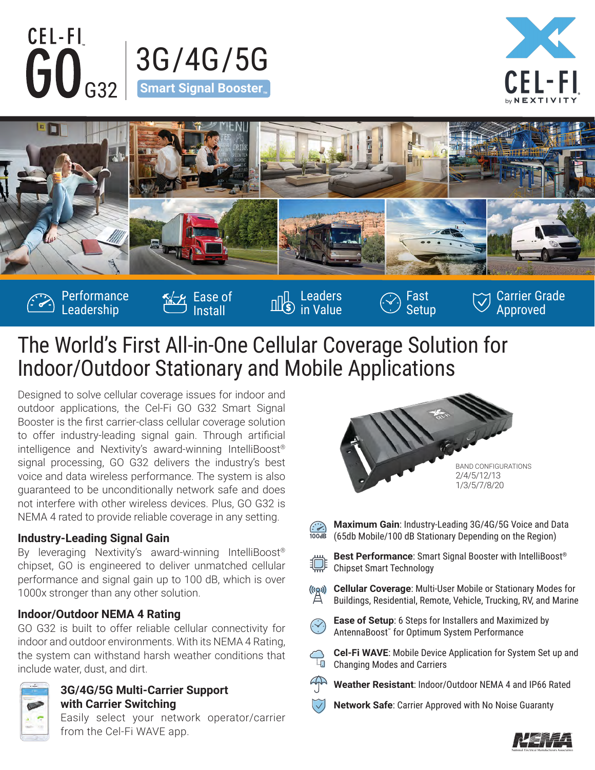# CEL-FI GO G32

## 3G/4G/5G

**Smart Signal Booster™**

CEL-FI by NEXTIVITY

Performance Leadership | Ease of Install | Leaders in Value | Fast Setup | Carrier Grade Approved

# The World's First All-in-One Cellular Coverage Solution for Indoor/Outdoor Stationary and Mobile Applications

Designed to solve cellular coverage issues for indoor and outdoor applications, the Cel-Fi GO G32 Smart Signal Booster is the first carrier-class cellular coverage solution to offer industry-leading signal gain. Through artificial intelligence and Nextivity's award-winning IntelliBoost® signal processing, GO G32 delivers the industry's best voice and data wireless performance. The system is also guaranteed to be unconditionally network safe and does not interfere with other wireless devices. Plus, GO G32 is NEMA 4 rated to provide reliable coverage in any setting.

### Industry-Leading Signal Gain

By leveraging Nextivity's award-winning IntelliBoost® chipset, GO is engineered to deliver unmatched cellular performance and signal gain up to 100 dB, which is over 1000x stronger than any other solution.

### Indoor/Outdoor NEMA 4 Rating

GO G32 is built to offer reliable cellular connectivity for indoor and outdoor environments. With its NEMA 4 Rating, the system can withstand harsh weather conditions that include water, dust, and dirt.

### 3G/4G/5G Multi-Carrier Support with Carrier Switching

Easily select your network operator/carrier from the Cel-Fi WAVE app.

BAND CONFIGURATIONS
2/4/5/12/13
1/3/5/7/8/20

- **Maximum Gain**: Industry-Leading 3G/4G/5G Voice and Data (65db Mobile/100 dB Stationary Depending on the Region)
- **Best Performance**: Smart Signal Booster with IntelliBoost® Chipset Smart Technology
- **Cellular Coverage**: Multi-User Mobile or Stationary Modes for Buildings, Residential, Remote, Vehicle, Trucking, RV, and Marine
- **Ease of Setup**: 6 Steps for Installers and Maximized by AntennaBoost™ for Optimum System Performance
- **Cel-Fi WAVE**: Mobile Device Application for System Set up and Changing Modes and Carriers
- **Weather Resistant**: Indoor/Outdoor NEMA 4 and IP66 Rated
- **Network Safe**: Carrier Approved with No Noise Guaranty

NEMA
National Electrical Manufacturers Association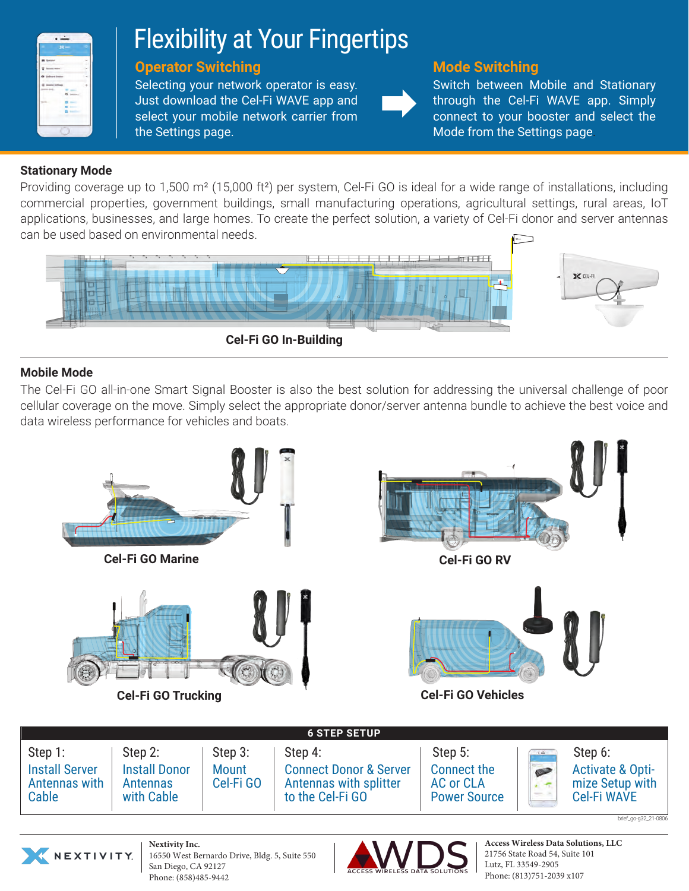# Flexibility at Your Fingertips

## Operator Switching

Selecting your network operator is easy. Just download the Cel-Fi WAVE app and select your mobile network carrier from the Settings page.

## Mode Switching

Switch between Mobile and Stationary through the Cel-Fi WAVE app. Simply connect to your booster and select the Mode from the Settings page.

### Stationary Mode

Providing coverage up to 1,500 m² (15,000 ft²) per system, Cel-Fi GO is ideal for a wide range of installations, including commercial properties, government buildings, small manufacturing operations, agricultural settings, rural areas, IoT applications, businesses, and large homes. To create the perfect solution, a variety of Cel-Fi donor and server antennas can be used based on environmental needs.

Cel-Fi GO In-Building

### Mobile Mode

The Cel-Fi GO all-in-one Smart Signal Booster is also the best solution for addressing the universal challenge of poor cellular coverage on the move. Simply select the appropriate donor/server antenna bundle to achieve the best voice and data wireless performance for vehicles and boats.

Cel-Fi GO Marine

Cel-Fi GO RV

Cel-Fi GO Trucking

Cel-Fi GO Vehicles

| 6 STEP SETUP | | | | | |
|---|---|---|---|---|---|
| Step 1: Install Server Antennas with Cable | Step 2: Install Donor Antennas with Cable | Step 3: Mount Cel-Fi GO | Step 4: Connect Donor & Server Antennas with splitter to the Cel-Fi GO | Step 5: Connect the AC or CLA Power Source | Step 6: Activate & Optimize Setup with Cel-Fi WAVE |

brief_go-g32_21-0806

NEXTIVITY

**Nextivity Inc.**
16550 West Bernardo Drive, Bldg. 5, Suite 550
San Diego, CA 92127
Phone: (858)485-9442

AWDS ACCESS WIRELESS DATA SOLUTIONS

**Access Wireless Data Solutions, LLC**
21756 State Road 54, Suite 101
Lutz, FL 33549-2905
Phone: (813)751-2039 x107